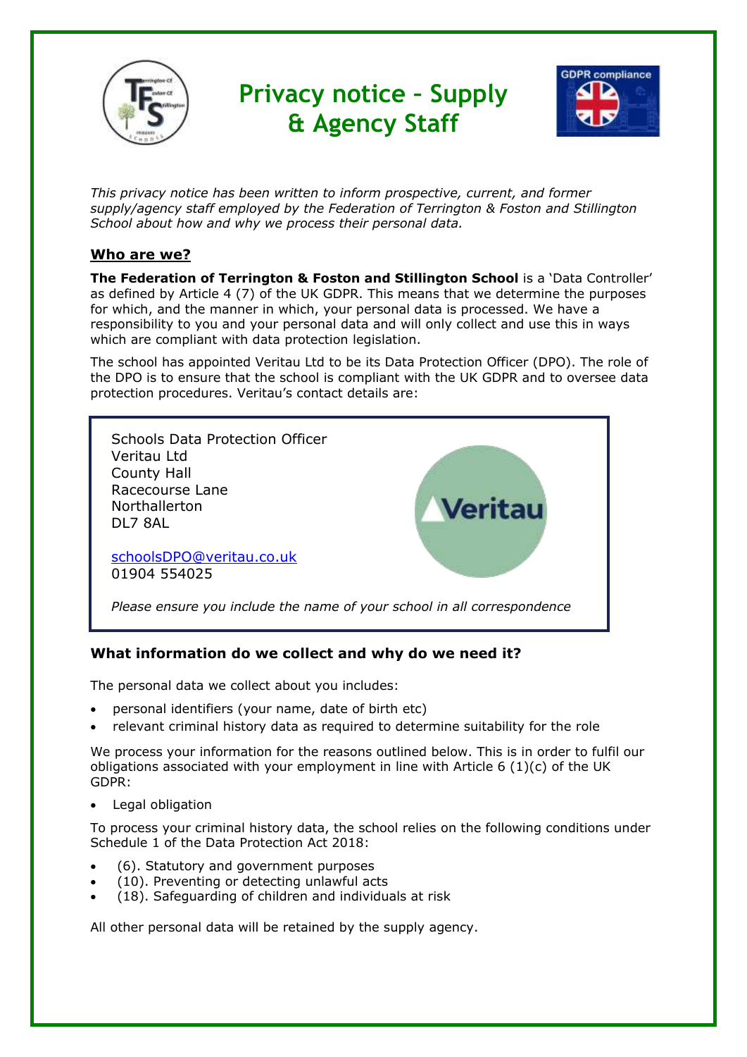# Privacy notice – Supply & Agency Staff

*This privacy notice has been written to inform prospective, current, and former supply/agency staff employed by the Federation of Terrington & Foston and Stillington School about how and why we process their personal data.*

## Who are we?

**The Federation of Terrington & Foston and Stillington School** is a 'Data Controller' as defined by Article 4 (7) of the UK GDPR. This means that we determine the purposes for which, and the manner in which, your personal data is processed. We have a responsibility to you and your personal data and will only collect and use this in ways which are compliant with data protection legislation.

The school has appointed Veritau Ltd to be its Data Protection Officer (DPO). The role of the DPO is to ensure that the school is compliant with the UK GDPR and to oversee data protection procedures. Veritau's contact details are:

Schools Data Protection Officer
Veritau Ltd
County Hall
Racecourse Lane
Northallerton
DL7 8AL

schoolsDPO@veritau.co.uk
01904 554025

*Please ensure you include the name of your school in all correspondence*

### What information do we collect and why do we need it?

The personal data we collect about you includes:

- personal identifiers (your name, date of birth etc)
- relevant criminal history data as required to determine suitability for the role

We process your information for the reasons outlined below. This is in order to fulfil our obligations associated with your employment in line with Article 6 (1)(c) of the UK GDPR:

- Legal obligation

To process your criminal history data, the school relies on the following conditions under Schedule 1 of the Data Protection Act 2018:

- (6). Statutory and government purposes
- (10). Preventing or detecting unlawful acts
- (18). Safeguarding of children and individuals at risk

All other personal data will be retained by the supply agency.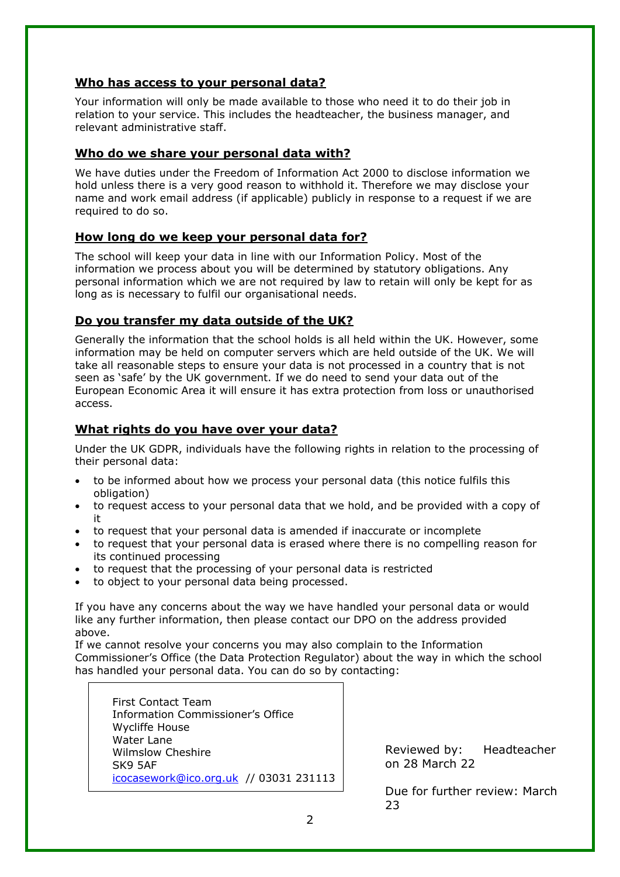## Who has access to your personal data?

Your information will only be made available to those who need it to do their job in relation to your service. This includes the headteacher, the business manager, and relevant administrative staff.

## Who do we share your personal data with?

We have duties under the Freedom of Information Act 2000 to disclose information we hold unless there is a very good reason to withhold it. Therefore we may disclose your name and work email address (if applicable) publicly in response to a request if we are required to do so.

## How long do we keep your personal data for?

The school will keep your data in line with our Information Policy. Most of the information we process about you will be determined by statutory obligations. Any personal information which we are not required by law to retain will only be kept for as long as is necessary to fulfil our organisational needs.

## Do you transfer my data outside of the UK?

Generally the information that the school holds is all held within the UK. However, some information may be held on computer servers which are held outside of the UK. We will take all reasonable steps to ensure your data is not processed in a country that is not seen as 'safe' by the UK government. If we do need to send your data out of the European Economic Area it will ensure it has extra protection from loss or unauthorised access.

## What rights do you have over your data?

Under the UK GDPR, individuals have the following rights in relation to the processing of their personal data:

- to be informed about how we process your personal data (this notice fulfils this obligation)
- to request access to your personal data that we hold, and be provided with a copy of it
- to request that your personal data is amended if inaccurate or incomplete
- to request that your personal data is erased where there is no compelling reason for its continued processing
- to request that the processing of your personal data is restricted
- to object to your personal data being processed.

If you have any concerns about the way we have handled your personal data or would like any further information, then please contact our DPO on the address provided above.
If we cannot resolve your concerns you may also complain to the Information Commissioner's Office (the Data Protection Regulator) about the way in which the school has handled your personal data. You can do so by contacting:

First Contact Team
Information Commissioner's Office
Wycliffe House
Water Lane
Wilmslow Cheshire
SK9 5AF
icocasework@ico.org.uk // 03031 231113

Reviewed by: Headteacher on 28 March 22

Due for further review: March 23